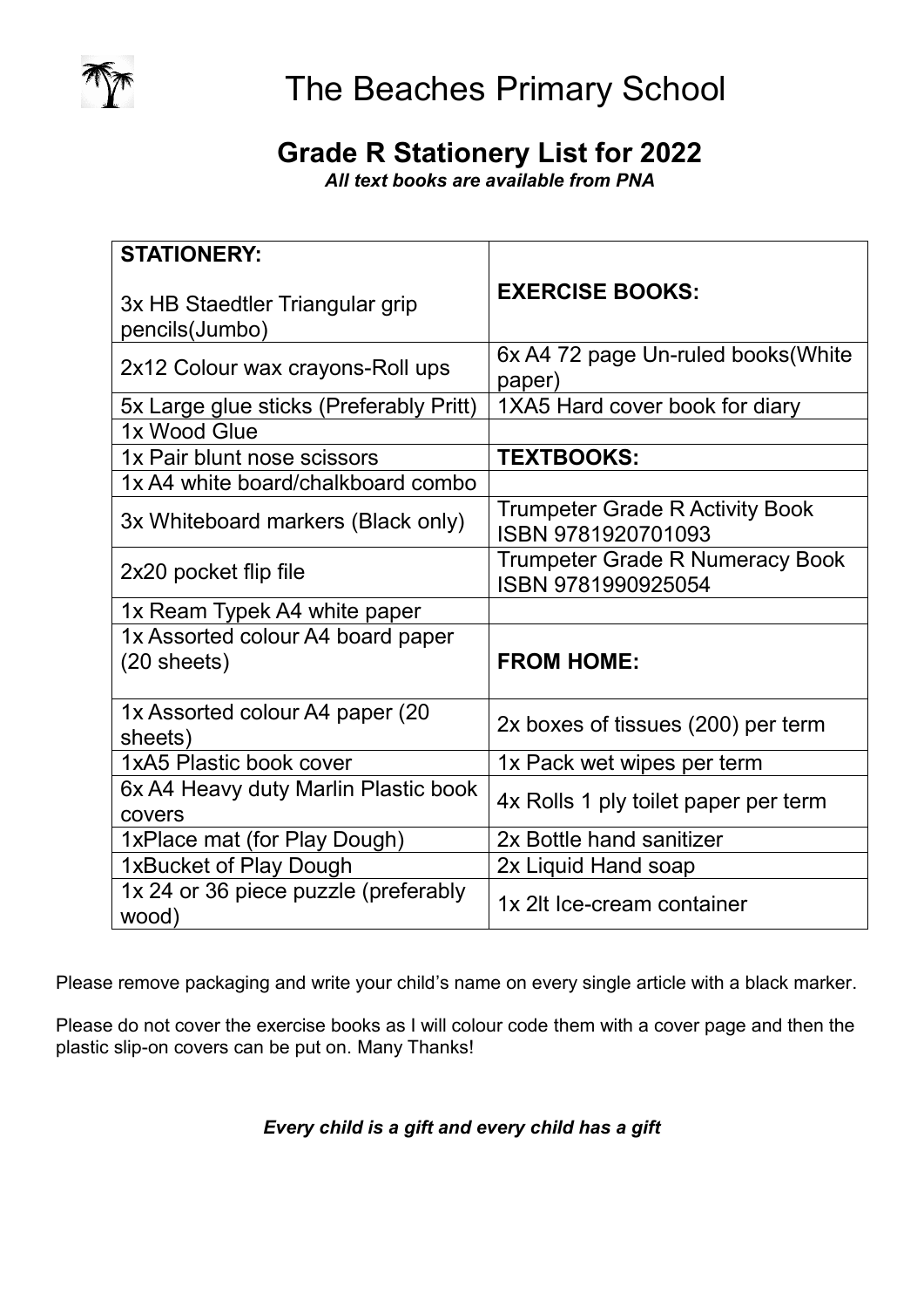# The Beaches Primary School

## Grade R Stationery List for 2022

***All text books are available from PNA***

| **STATIONERY:**<br><br>3x HB Staedtler Triangular grip pencils(Jumbo) | **EXERCISE BOOKS:** |
|---|---|
| 2x12 Colour wax crayons-Roll ups | 6x A4 72 page Un-ruled books(White paper) |
| 5x Large glue sticks (Preferably Pritt) | 1XA5 Hard cover book for diary |
| 1x Wood Glue | |
| 1x Pair blunt nose scissors | **TEXTBOOKS:** |
| 1x A4 white board/chalkboard combo | |
| 3x Whiteboard markers (Black only) | Trumpeter Grade R Activity Book ISBN 9781920701093 |
| 2x20 pocket flip file | Trumpeter Grade R Numeracy Book ISBN 9781990925054 |
| 1x Ream Typek A4 white paper | |
| 1x Assorted colour A4 board paper (20 sheets) | **FROM HOME:** |
| 1x Assorted colour A4 paper (20 sheets) | 2x boxes of tissues (200) per term |
| 1xA5 Plastic book cover | 1x Pack wet wipes per term |
| 6x A4 Heavy duty Marlin Plastic book covers | 4x Rolls 1 ply toilet paper per term |
| 1xPlace mat (for Play Dough) | 2x Bottle hand sanitizer |
| 1xBucket of Play Dough | 2x Liquid Hand soap |
| 1x 24 or 36 piece puzzle (preferably wood) | 1x 2lt Ice-cream container |

Please remove packaging and write your child's name on every single article with a black marker.

Please do not cover the exercise books as I will colour code them with a cover page and then the plastic slip-on covers can be put on. Many Thanks!

***Every child is a gift and every child has a gift***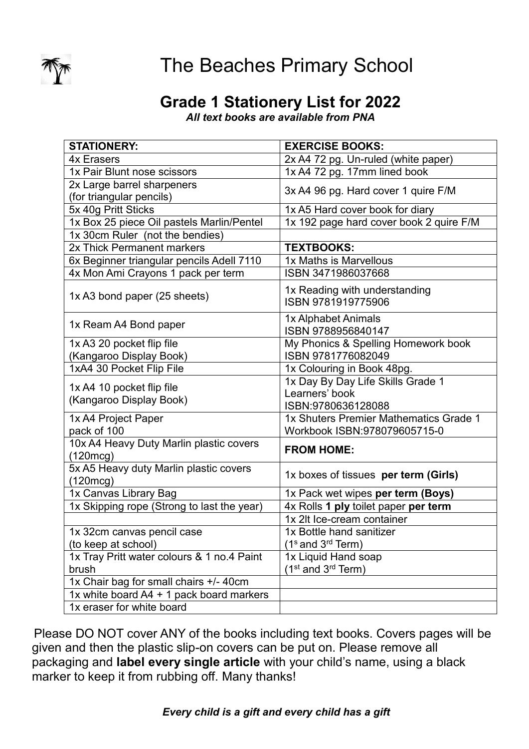# The Beaches Primary School

## Grade 1 Stationery List for 2022

***All text books are available from PNA***

| STATIONERY: | EXERCISE BOOKS: |
| --- | --- |
| 4x Erasers | 2x A4 72 pg. Un-ruled (white paper) |
| 1x Pair Blunt nose scissors | 1x A4 72 pg. 17mm lined book |
| 2x Large barrel sharpeners (for triangular pencils) | 3x A4 96 pg. Hard cover 1 quire F/M |
| 5x 40g Pritt Sticks | 1x A5 Hard cover book for diary |
| 1x Box 25 piece Oil pastels Marlin/Pentel | 1x 192 page hard cover book 2 quire F/M |
| 1x 30cm Ruler (not the bendies) | |
| 2x Thick Permanent markers | **TEXTBOOKS:** |
| 6x Beginner triangular pencils Adell 7110 | 1x Maths is Marvellous |
| 4x Mon Ami Crayons 1 pack per term | ISBN 3471986037668 |
| 1x A3 bond paper (25 sheets) | 1x Reading with understanding ISBN 9781919775906 |
| 1x Ream A4 Bond paper | 1x Alphabet Animals ISBN 9788956840147 |
| 1x A3 20 pocket flip file (Kangaroo Display Book) | My Phonics & Spelling Homework book ISBN 9781776082049 |
| 1xA4 30 Pocket Flip File | 1x Colouring in Book 48pg. |
| 1x A4 10 pocket flip file (Kangaroo Display Book) | 1x Day By Day Life Skills Grade 1 Learners' book ISBN:9780636128088 |
| 1x A4 Project Paper pack of 100 | 1x Shuters Premier Mathematics Grade 1 Workbook ISBN:978079605715-0 |
| 10x A4 Heavy Duty Marlin plastic covers (120mcg) | **FROM HOME:** |
| 5x A5 Heavy duty Marlin plastic covers (120mcg) | 1x boxes of tissues **per term (Girls)** |
| 1x Canvas Library Bag | 1x Pack wet wipes **per term (Boys)** |
| 1x Skipping rope (Strong to last the year) | 4x Rolls **1 ply** toilet paper **per term** |
| | 1x 2lt Ice-cream container |
| 1x 32cm canvas pencil case (to keep at school) | 1x Bottle hand sanitizer (1s and 3rd Term) |
| 1x Tray Pritt water colours & 1 no.4 Paint brush | 1x Liquid Hand soap (1st and 3rd Term) |
| 1x Chair bag for small chairs +/- 40cm | |
| 1x white board A4 + 1 pack board markers | |
| 1x eraser for white board | |

Please DO NOT cover ANY of the books including text books. Covers pages will be given and then the plastic slip-on covers can be put on. Please remove all packaging and **label every single article** with your child's name, using a black marker to keep it from rubbing off. Many thanks!

***Every child is a gift and every child has a gift***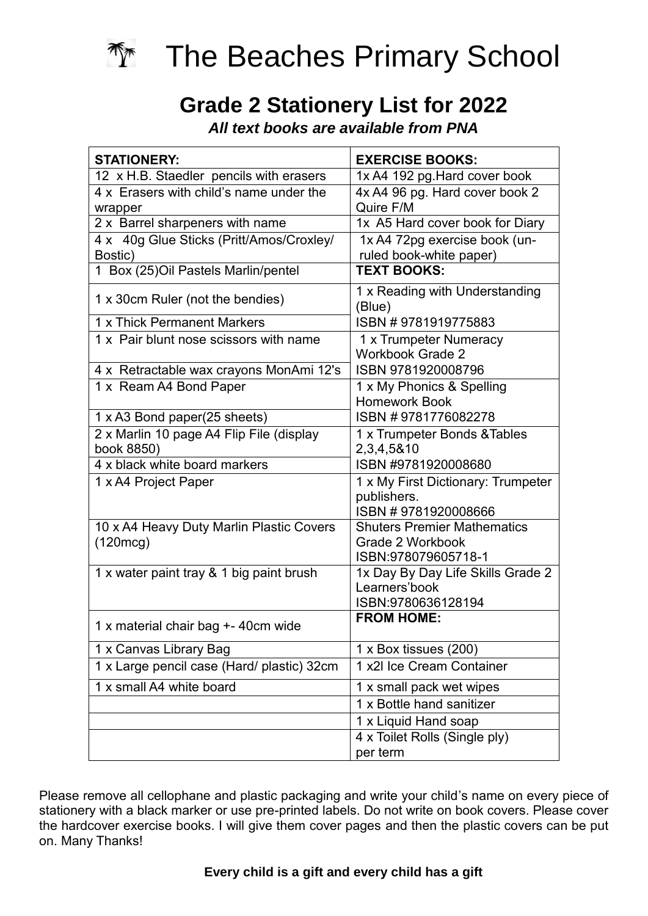# The Beaches Primary School

## Grade 2 Stationery List for 2022

***All text books are available from PNA***

| **STATIONERY:** | **EXERCISE BOOKS:** |
|---|---|
| 12 x H.B. Staedler pencils with erasers | 1x A4 192 pg.Hard cover book |
| 4 x Erasers with child's name under the wrapper | 4x A4 96 pg. Hard cover book 2 Quire F/M |
| 2 x Barrel sharpeners with name | 1x A5 Hard cover book for Diary |
| 4 x 40g Glue Sticks (Pritt/Amos/Croxley/ Bostic) | 1x A4 72pg exercise book (un-ruled book-white paper) |
| 1 Box (25)Oil Pastels Marlin/pentel | **TEXT BOOKS:** |
| 1 x 30cm Ruler (not the bendies) | 1 x Reading with Understanding (Blue) |
| 1 x Thick Permanent Markers | ISBN # 9781919775883 |
| 1 x Pair blunt nose scissors with name | 1 x Trumpeter Numeracy Workbook Grade 2 |
| 4 x Retractable wax crayons MonAmi 12's | ISBN 9781920008796 |
| 1 x Ream A4 Bond Paper | 1 x My Phonics & Spelling Homework Book |
| 1 x A3 Bond paper(25 sheets) | ISBN # 9781776082278 |
| 2 x Marlin 10 page A4 Flip File (display book 8850) | 1 x Trumpeter Bonds &Tables 2,3,4,5&10 |
| 4 x black white board markers | ISBN #9781920008680 |
| 1 x A4 Project Paper | 1 x My First Dictionary: Trumpeter publishers. ISBN # 9781920008666 |
| 10 x A4 Heavy Duty Marlin Plastic Covers (120mcg) | Shuters Premier Mathematics Grade 2 Workbook ISBN:978079605718-1 |
| 1 x water paint tray & 1 big paint brush | 1x Day By Day Life Skills Grade 2 Learners'book ISBN:9780636128194 |
| 1 x material chair bag +- 40cm wide | **FROM HOME:** |
| 1 x Canvas Library Bag | 1 x Box tissues (200) |
| 1 x Large pencil case (Hard/ plastic) 32cm | 1 x2l Ice Cream Container |
| 1 x small A4 white board | 1 x small pack wet wipes |
| | 1 x Bottle hand sanitizer |
| | 1 x Liquid Hand soap |
| | 4 x Toilet Rolls (Single ply) per term |

Please remove all cellophane and plastic packaging and write your child's name on every piece of stationery with a black marker or use pre-printed labels. Do not write on book covers. Please cover the hardcover exercise books. I will give them cover pages and then the plastic covers can be put on. Many Thanks!

**Every child is a gift and every child has a gift**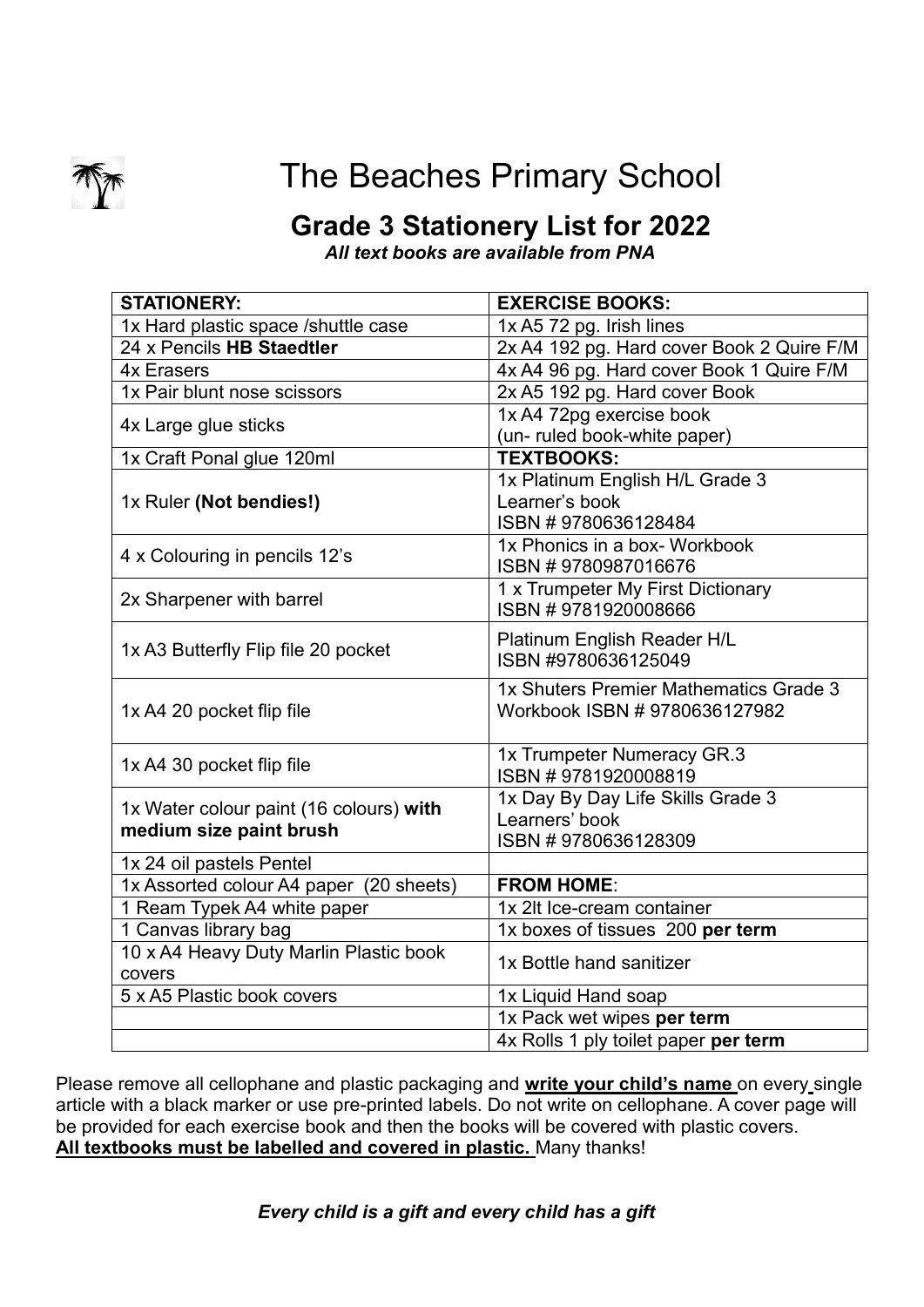# The Beaches Primary School

## Grade 3 Stationery List for 2022

***All text books are available from PNA***

| **STATIONERY:** | **EXERCISE BOOKS:** |
|---|---|
| 1x Hard plastic space /shuttle case | 1x A5 72 pg. Irish lines |
| 24 x Pencils **HB Staedtler** | 2x A4 192 pg. Hard cover Book 2 Quire F/M |
| 4x Erasers | 4x A4 96 pg. Hard cover Book 1 Quire F/M |
| 1x Pair blunt nose scissors | 2x A5 192 pg. Hard cover Book |
| 4x Large glue sticks | 1x A4 72pg exercise book (un- ruled book-white paper) |
| 1x Craft Ponal glue 120ml | **TEXTBOOKS:** |
| 1x Ruler **(Not bendies!)** | 1x Platinum English H/L Grade 3 Learner's book ISBN # 9780636128484 |
| 4 x Colouring in pencils 12's | 1x Phonics in a box- Workbook ISBN # 9780987016676 |
| 2x Sharpener with barrel | 1 x Trumpeter My First Dictionary ISBN # 9781920008666 |
| 1x A3 Butterfly Flip file 20 pocket | Platinum English Reader H/L ISBN #9780636125049 |
| 1x A4 20 pocket flip file | 1x Shuters Premier Mathematics Grade 3 Workbook ISBN # 9780636127982 |
| 1x A4 30 pocket flip file | 1x Trumpeter Numeracy GR.3 ISBN # 9781920008819 |
| 1x Water colour paint (16 colours) **with medium size paint brush** | 1x Day By Day Life Skills Grade 3 Learners' book ISBN # 9780636128309 |
| 1x 24 oil pastels Pentel | |
| 1x Assorted colour A4 paper (20 sheets) | **FROM HOME**: |
| 1 Ream Typek A4 white paper | 1x 2lt Ice-cream container |
| 1 Canvas library bag | 1x boxes of tissues 200 **per term** |
| 10 x A4 Heavy Duty Marlin Plastic book covers | 1x Bottle hand sanitizer |
| 5 x A5 Plastic book covers | 1x Liquid Hand soap |
| | 1x Pack wet wipes **per term** |
| | 4x Rolls 1 ply toilet paper **per term** |

Please remove all cellophane and plastic packaging and **write your child's name** on every single article with a black marker or use pre-printed labels. Do not write on cellophane. A cover page will be provided for each exercise book and then the books will be covered with plastic covers.
**All textbooks must be labelled and covered in plastic.** Many thanks!

***Every child is a gift and every child has a gift***